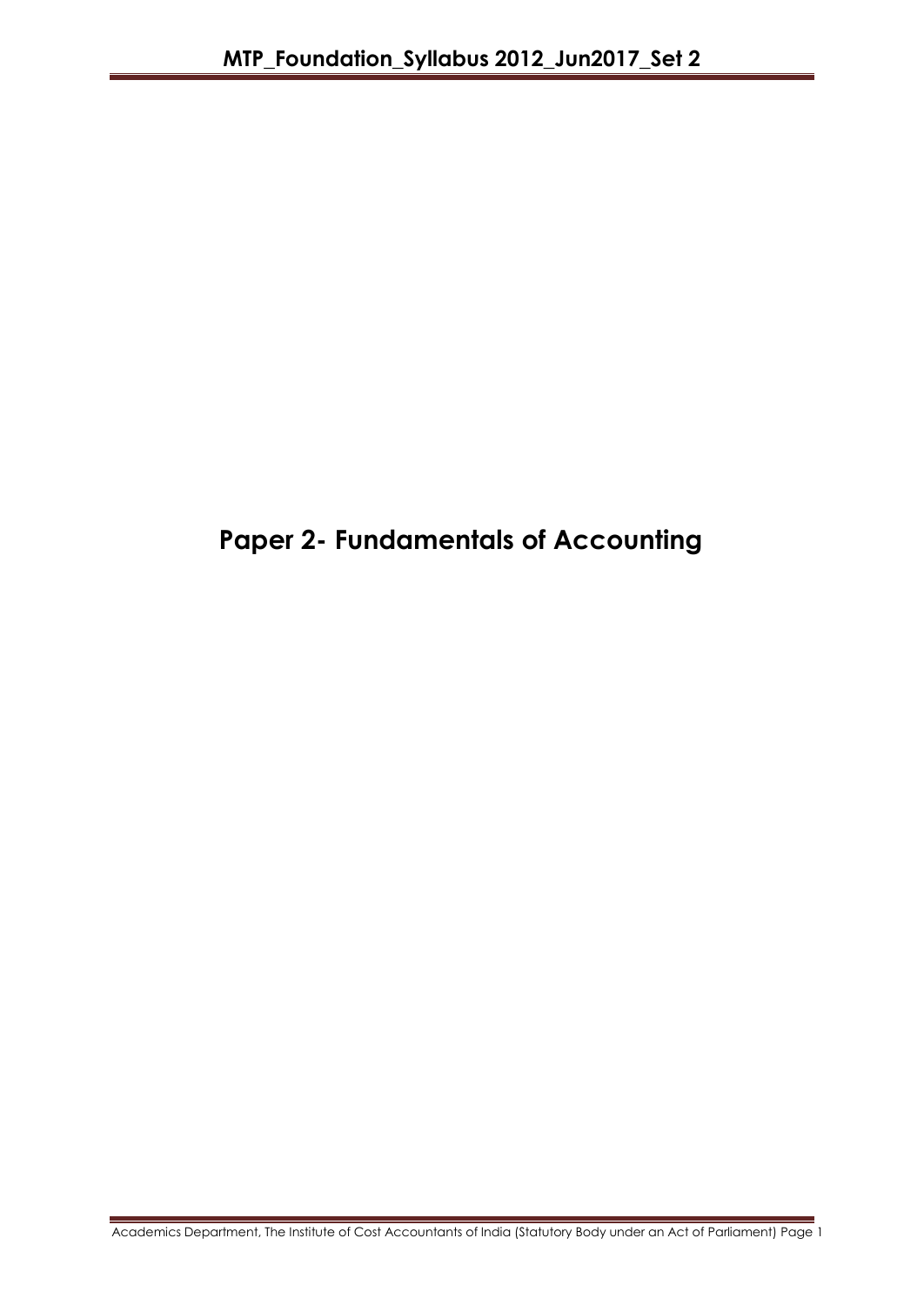# Paper 2- Fundamentals of Accounting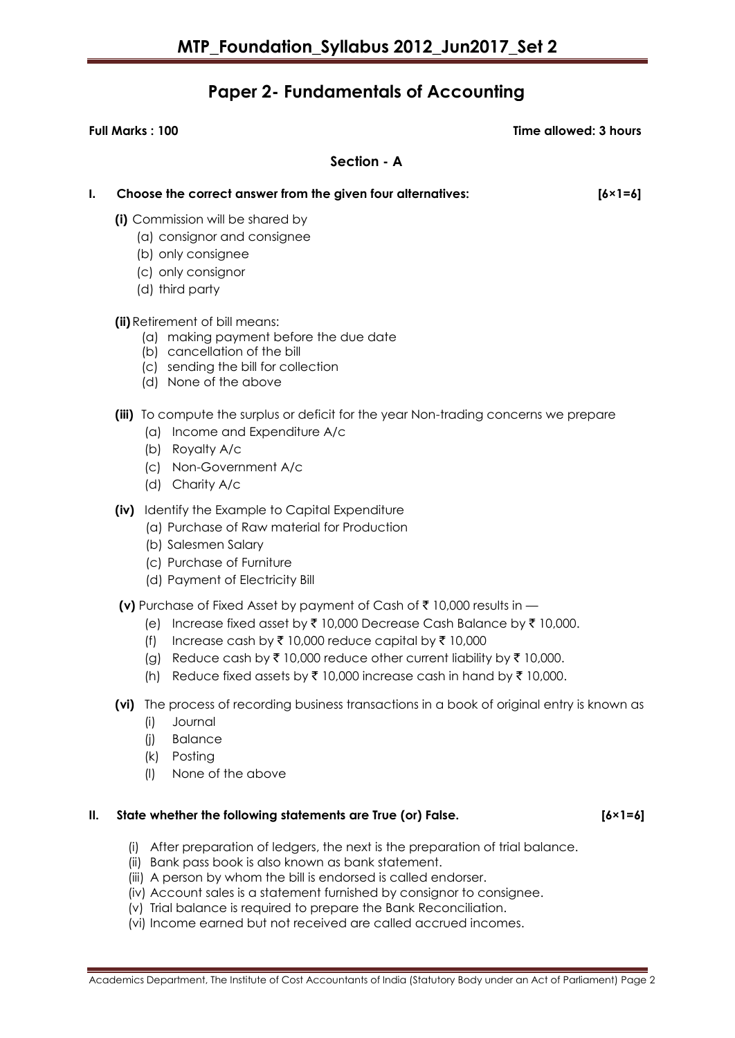# MTP_Foundation_Syllabus 2012_Jun2017_Set 2

## Paper 2- Fundamentals of Accounting

**Full Marks : 100** **Time allowed: 3 hours**

### Section - A

**I. Choose the correct answer from the given four alternatives: [6×1=6]**

**(i)** Commission will be shared by

(a) consignor and consignee
(b) only consignee
(c) only consignor
(d) third party

**(ii)** Retirement of bill means:

(a) making payment before the due date
(b) cancellation of the bill
(c) sending the bill for collection
(d) None of the above

**(iii)** To compute the surplus or deficit for the year Non-trading concerns we prepare

(a) Income and Expenditure A/c
(b) Royalty A/c
(c) Non-Government A/c
(d) Charity A/c

**(iv)** Identify the Example to Capital Expenditure

(a) Purchase of Raw material for Production
(b) Salesmen Salary
(c) Purchase of Furniture
(d) Payment of Electricity Bill

**(v)** Purchase of Fixed Asset by payment of Cash of ₹ 10,000 results in —

(e) Increase fixed asset by ₹ 10,000 Decrease Cash Balance by ₹ 10,000.
(f) Increase cash by ₹ 10,000 reduce capital by ₹ 10,000
(g) Reduce cash by ₹ 10,000 reduce other current liability by ₹ 10,000.
(h) Reduce fixed assets by ₹ 10,000 increase cash in hand by ₹ 10,000.

**(vi)** The process of recording business transactions in a book of original entry is known as

(i) Journal
(j) Balance
(k) Posting
(l) None of the above

**II. State whether the following statements are True (or) False. [6×1=6]**

(i) After preparation of ledgers, the next is the preparation of trial balance.
(ii) Bank pass book is also known as bank statement.
(iii) A person by whom the bill is endorsed is called endorser.
(iv) Account sales is a statement furnished by consignor to consignee.
(v) Trial balance is required to prepare the Bank Reconciliation.
(vi) Income earned but not received are called accrued incomes.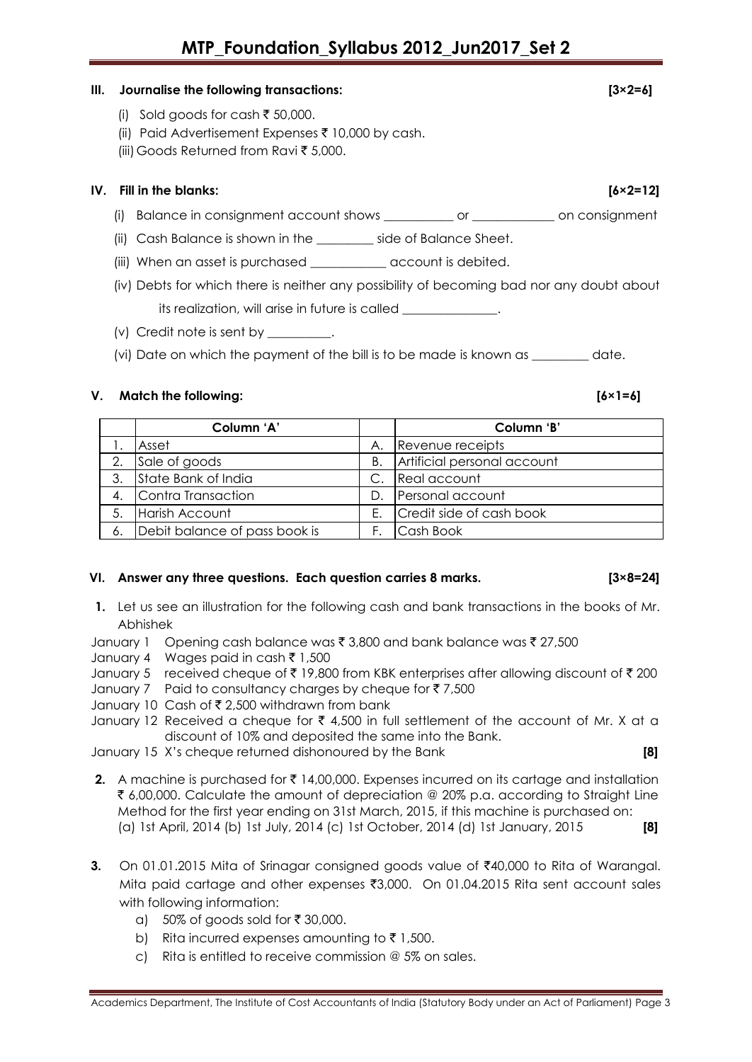## III. Journalise the following transactions: [3×2=6]

(i) Sold goods for cash ₹ 50,000.

(ii) Paid Advertisement Expenses ₹ 10,000 by cash.

(iii) Goods Returned from Ravi ₹ 5,000.

## IV. Fill in the blanks: [6×2=12]

(i) Balance in consignment account shows ___________ or _____________ on consignment

(ii) Cash Balance is shown in the _________ side of Balance Sheet.

(iii) When an asset is purchased ____________ account is debited.

(iv) Debts for which there is neither any possibility of becoming bad nor any doubt about its realization, will arise in future is called _______________.

(v) Credit note is sent by __________.

(vi) Date on which the payment of the bill is to be made is known as _________ date.

## V. Match the following: [6×1=6]

| | Column 'A' | | Column 'B' |
|---|---|---|---|
| 1. | Asset | A. | Revenue receipts |
| 2. | Sale of goods | B. | Artificial personal account |
| 3. | State Bank of India | C. | Real account |
| 4. | Contra Transaction | D. | Personal account |
| 5. | Harish Account | E. | Credit side of cash book |
| 6. | Debit balance of pass book is | F. | Cash Book |

## VI. Answer any three questions. Each question carries 8 marks. [3×8=24]

**1.** Let us see an illustration for the following cash and bank transactions in the books of Mr. Abhishek

January 1 Opening cash balance was ₹ 3,800 and bank balance was ₹ 27,500

January 4 Wages paid in cash ₹ 1,500

January 5 received cheque of ₹ 19,800 from KBK enterprises after allowing discount of ₹ 200

January 7 Paid to consultancy charges by cheque for ₹ 7,500

January 10 Cash of ₹ 2,500 withdrawn from bank

January 12 Received a cheque for ₹ 4,500 in full settlement of the account of Mr. X at a discount of 10% and deposited the same into the Bank.

January 15 X's cheque returned dishonoured by the Bank **[8]**

**2.** A machine is purchased for ₹ 14,00,000. Expenses incurred on its cartage and installation ₹ 6,00,000. Calculate the amount of depreciation @ 20% p.a. according to Straight Line Method for the first year ending on 31st March, 2015, if this machine is purchased on:
(a) 1st April, 2014 (b) 1st July, 2014 (c) 1st October, 2014 (d) 1st January, 2015 **[8]**

**3.** On 01.01.2015 Mita of Srinagar consigned goods value of ₹40,000 to Rita of Warangal. Mita paid cartage and other expenses ₹3,000. On 01.04.2015 Rita sent account sales with following information:

a) 50% of goods sold for ₹ 30,000.

b) Rita incurred expenses amounting to ₹ 1,500.

c) Rita is entitled to receive commission @ 5% on sales.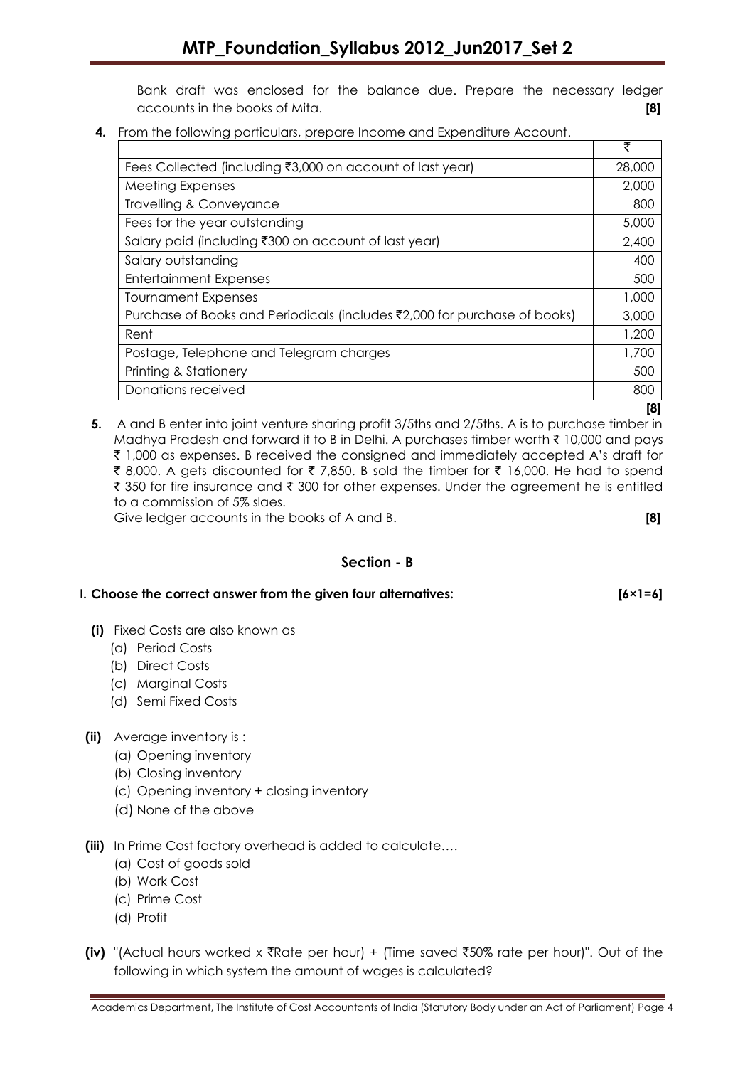Bank draft was enclosed for the balance due. Prepare the necessary ledger accounts in the books of Mita. **[8]**

**4.** From the following particulars, prepare Income and Expenditure Account.

| | ₹ |
|---|---|
| Fees Collected (including ₹3,000 on account of last year) | 28,000 |
| Meeting Expenses | 2,000 |
| Travelling & Conveyance | 800 |
| Fees for the year outstanding | 5,000 |
| Salary paid (including ₹300 on account of last year) | 2,400 |
| Salary outstanding | 400 |
| Entertainment Expenses | 500 |
| Tournament Expenses | 1,000 |
| Purchase of Books and Periodicals (includes ₹2,000 for purchase of books) | 3,000 |
| Rent | 1,200 |
| Postage, Telephone and Telegram charges | 1,700 |
| Printing & Stationery | 500 |
| Donations received | 800 |

**[8]**

**5.** A and B enter into joint venture sharing profit 3/5ths and 2/5ths. A is to purchase timber in Madhya Pradesh and forward it to B in Delhi. A purchases timber worth ₹ 10,000 and pays ₹ 1,000 as expenses. B received the consigned and immediately accepted A's draft for ₹ 8,000. A gets discounted for ₹ 7,850. B sold the timber for ₹ 16,000. He had to spend ₹ 350 for fire insurance and ₹ 300 for other expenses. Under the agreement he is entitled to a commission of 5% slaes.

Give ledger accounts in the books of A and B. **[8]**

## Section - B

**I. Choose the correct answer from the given four alternatives: [6×1=6]**

**(i)** Fixed Costs are also known as
- (a) Period Costs
- (b) Direct Costs
- (c) Marginal Costs
- (d) Semi Fixed Costs

**(ii)** Average inventory is :
- (a) Opening inventory
- (b) Closing inventory
- (c) Opening inventory + closing inventory
- (d) None of the above

**(iii)** In Prime Cost factory overhead is added to calculate….
- (a) Cost of goods sold
- (b) Work Cost
- (c) Prime Cost
- (d) Profit

**(iv)** "(Actual hours worked x ₹Rate per hour) + (Time saved ₹50% rate per hour)". Out of the following in which system the amount of wages is calculated?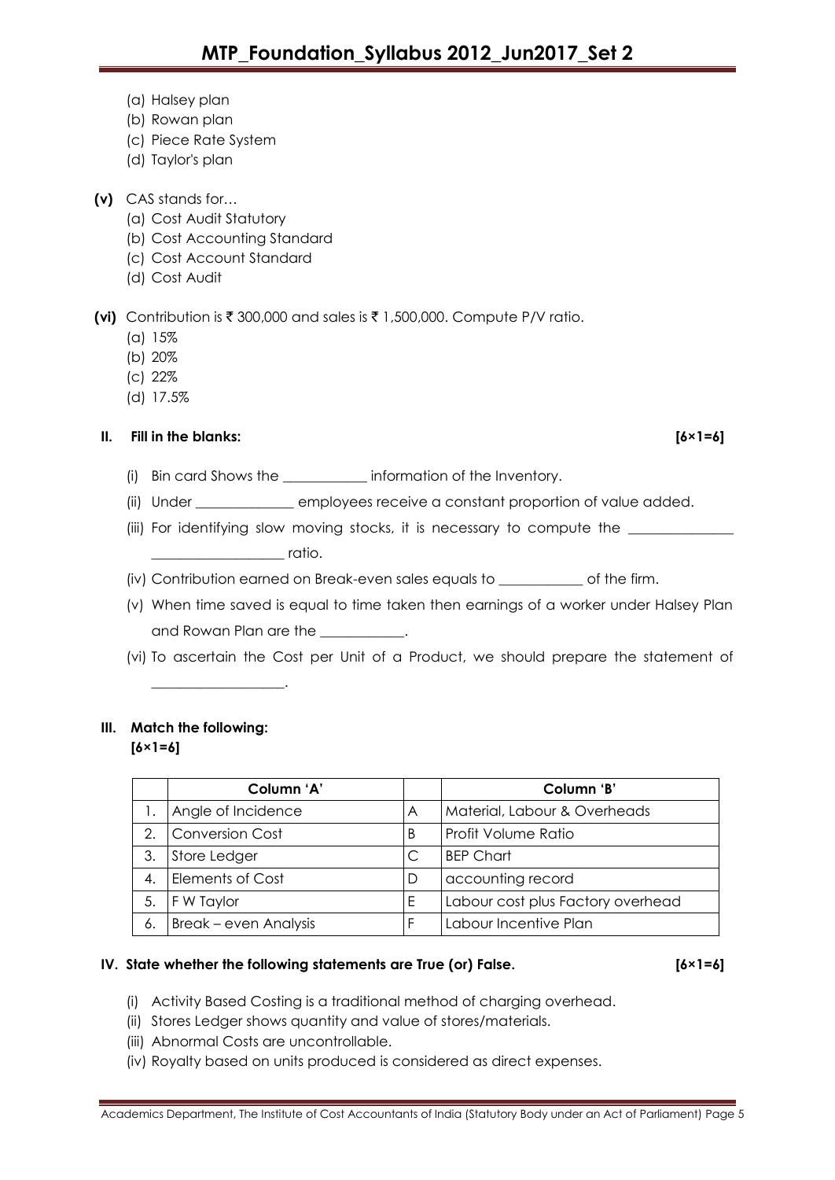(a) Halsey plan
(b) Rowan plan
(c) Piece Rate System
(d) Taylor's plan

**(v)** CAS stands for…
(a) Cost Audit Statutory
(b) Cost Accounting Standard
(c) Cost Account Standard
(d) Cost Audit

**(vi)** Contribution is ₹ 300,000 and sales is ₹ 1,500,000. Compute P/V ratio.
(a) 15%
(b) 20%
(c) 22%
(d) 17.5%

**II. Fill in the blanks:** **[6×1=6]**

(i) Bin card Shows the ____________ information of the Inventory.

(ii) Under ______________ employees receive a constant proportion of value added.

(iii) For identifying slow moving stocks, it is necessary to compute the _______________ ___________________ ratio.

(iv) Contribution earned on Break-even sales equals to ____________ of the firm.

(v) When time saved is equal to time taken then earnings of a worker under Halsey Plan and Rowan Plan are the ____________.

(vi) To ascertain the Cost per Unit of a Product, we should prepare the statement of ___________________.

**III. Match the following:**
**[6×1=6]**

| | Column 'A' | | Column 'B' |
|---|---|---|---|
| 1. | Angle of Incidence | A | Material, Labour & Overheads |
| 2. | Conversion Cost | B | Profit Volume Ratio |
| 3. | Store Ledger | C | BEP Chart |
| 4. | Elements of Cost | D | accounting record |
| 5. | F W Taylor | E | Labour cost plus Factory overhead |
| 6. | Break – even Analysis | F | Labour Incentive Plan |

**IV. State whether the following statements are True (or) False.** **[6×1=6]**

(i) Activity Based Costing is a traditional method of charging overhead.
(ii) Stores Ledger shows quantity and value of stores/materials.
(iii) Abnormal Costs are uncontrollable.
(iv) Royalty based on units produced is considered as direct expenses.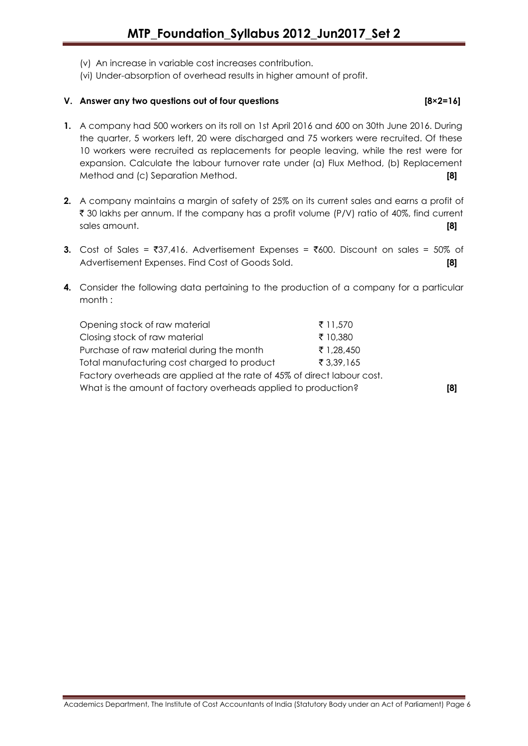(v) An increase in variable cost increases contribution.

(vi) Under-absorption of overhead results in higher amount of profit.

## V. Answer any two questions out of four questions **[8×2=16]**

**1.** A company had 500 workers on its roll on 1st April 2016 and 600 on 30th June 2016. During the quarter, 5 workers left, 20 were discharged and 75 workers were recruited. Of these 10 workers were recruited as replacements for people leaving, while the rest were for expansion. Calculate the labour turnover rate under (a) Flux Method, (b) Replacement Method and (c) Separation Method. **[8]**

**2.** A company maintains a margin of safety of 25% on its current sales and earns a profit of ₹ 30 lakhs per annum. If the company has a profit volume (P/V) ratio of 40%, find current sales amount. **[8]**

**3.** Cost of Sales = ₹37,416. Advertisement Expenses = ₹600. Discount on sales = 50% of Advertisement Expenses. Find Cost of Goods Sold. **[8]**

**4.** Consider the following data pertaining to the production of a company for a particular month :

| | |
|---|---|
| Opening stock of raw material | ₹ 11,570 |
| Closing stock of raw material | ₹ 10,380 |
| Purchase of raw material during the month | ₹ 1,28,450 |
| Total manufacturing cost charged to product | ₹ 3,39,165 |

Factory overheads are applied at the rate of 45% of direct labour cost.

What is the amount of factory overheads applied to production? **[8]**